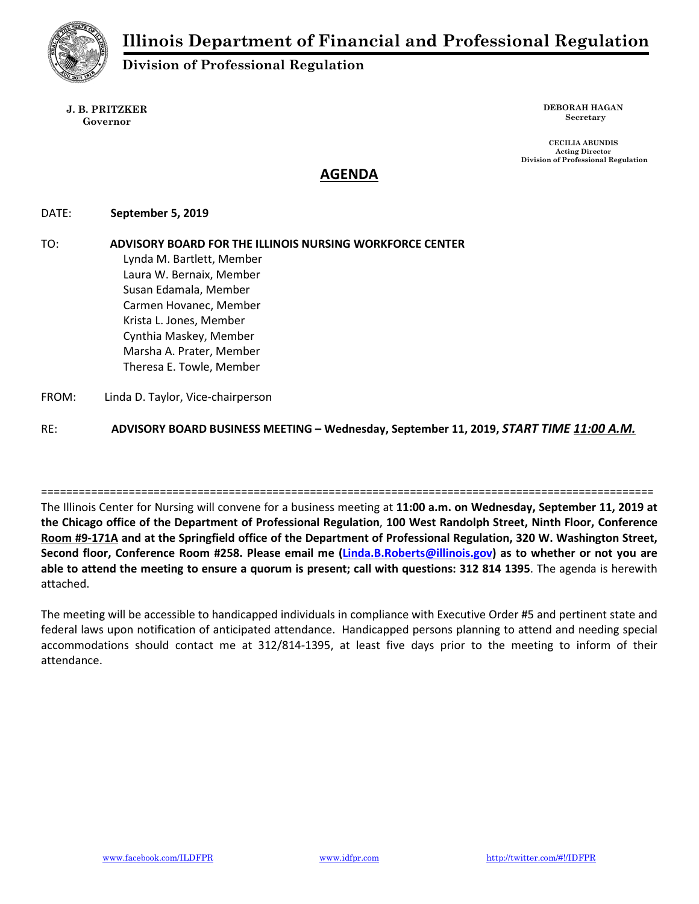# Illinois Department of Financial and Professional Regulation

## Division of Professional Regulation

**J. B. PRITZKER**
**Governor**

**DEBORAH HAGAN**
**Secretary**

**CECILIA ABUNDIS**
**Acting Director**
**Division of Professional Regulation**

## AGENDA

DATE: **September 5, 2019**

TO: **ADVISORY BOARD FOR THE ILLINOIS NURSING WORKFORCE CENTER**
Lynda M. Bartlett, Member
Laura W. Bernaix, Member
Susan Edamala, Member
Carmen Hovanec, Member
Krista L. Jones, Member
Cynthia Maskey, Member
Marsha A. Prater, Member
Theresa E. Towle, Member

FROM: Linda D. Taylor, Vice-chairperson

RE: **ADVISORY BOARD BUSINESS MEETING – Wednesday, September 11, 2019, *START TIME 11:00 A.M.***

====================================================================================================

The Illinois Center for Nursing will convene for a business meeting at **11:00 a.m. on Wednesday, September 11, 2019 at the Chicago office of the Department of Professional Regulation**, **100 West Randolph Street, Ninth Floor, Conference Room #9-171A and at the Springfield office of the Department of Professional Regulation, 320 W. Washington Street, Second floor, Conference Room #258. Please email me (Linda.B.Roberts@illinois.gov) as to whether or not you are able to attend the meeting to ensure a quorum is present; call with questions: 312 814 1395**. The agenda is herewith attached.

The meeting will be accessible to handicapped individuals in compliance with Executive Order #5 and pertinent state and federal laws upon notification of anticipated attendance. Handicapped persons planning to attend and needing special accommodations should contact me at 312/814-1395, at least five days prior to the meeting to inform of their attendance.

www.facebook.com/ILDFPR www.idfpr.com http://twitter.com/#!/IDFPR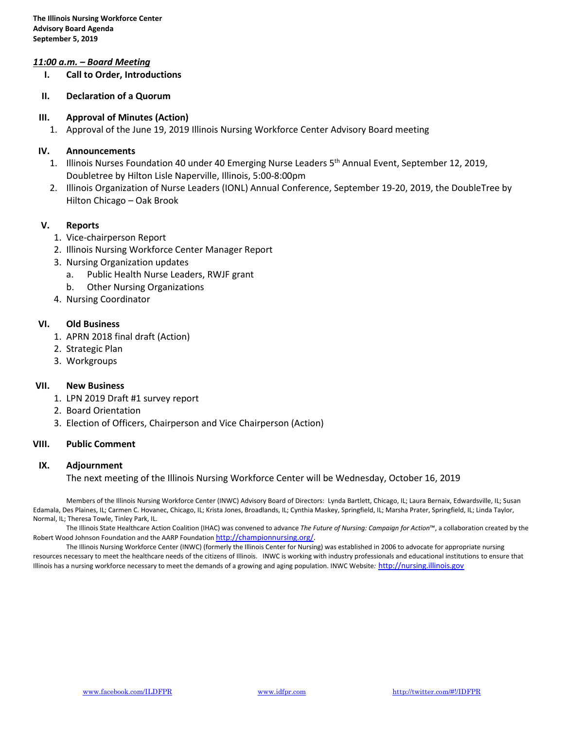**The Illinois Nursing Workforce Center**
**Advisory Board Agenda**
**September 5, 2019**

***11:00 a.m. – Board Meeting***

**I. Call to Order, Introductions**

**II. Declaration of a Quorum**

**III. Approval of Minutes (Action)**

1. Approval of the June 19, 2019 Illinois Nursing Workforce Center Advisory Board meeting

**IV. Announcements**

1. Illinois Nurses Foundation 40 under 40 Emerging Nurse Leaders 5th Annual Event, September 12, 2019, Doubletree by Hilton Lisle Naperville, Illinois, 5:00-8:00pm
2. Illinois Organization of Nurse Leaders (IONL) Annual Conference, September 19-20, 2019, the DoubleTree by Hilton Chicago – Oak Brook

**V. Reports**

1. Vice-chairperson Report
2. Illinois Nursing Workforce Center Manager Report
3. Nursing Organization updates
   a. Public Health Nurse Leaders, RWJF grant
   b. Other Nursing Organizations
4. Nursing Coordinator

**VI. Old Business**

1. APRN 2018 final draft (Action)
2. Strategic Plan
3. Workgroups

**VII. New Business**

1. LPN 2019 Draft #1 survey report
2. Board Orientation
3. Election of Officers, Chairperson and Vice Chairperson (Action)

**VIII. Public Comment**

**IX. Adjournment**

The next meeting of the Illinois Nursing Workforce Center will be Wednesday, October 16, 2019

Members of the Illinois Nursing Workforce Center (INWC) Advisory Board of Directors: Lynda Bartlett, Chicago, IL; Laura Bernaix, Edwardsville, IL; Susan Edamala, Des Plaines, IL; Carmen C. Hovanec, Chicago, IL; Krista Jones, Broadlands, IL; Cynthia Maskey, Springfield, IL; Marsha Prater, Springfield, IL; Linda Taylor, Normal, IL; Theresa Towle, Tinley Park, IL.

The Illinois State Healthcare Action Coalition (IHAC) was convened to advance *The Future of Nursing: Campaign for Action*™, a collaboration created by the Robert Wood Johnson Foundation and the AARP Foundation http://championnursing.org/.

The Illinois Nursing Workforce Center (INWC) (formerly the Illinois Center for Nursing) was established in 2006 to advocate for appropriate nursing resources necessary to meet the healthcare needs of the citizens of Illinois. INWC is working with industry professionals and educational institutions to ensure that Illinois has a nursing workforce necessary to meet the demands of a growing and aging population. INWC Website: http://nursing.illinois.gov

www.facebook.com/ILDFPR www.idfpr.com http://twitter.com/#!/IDFPR